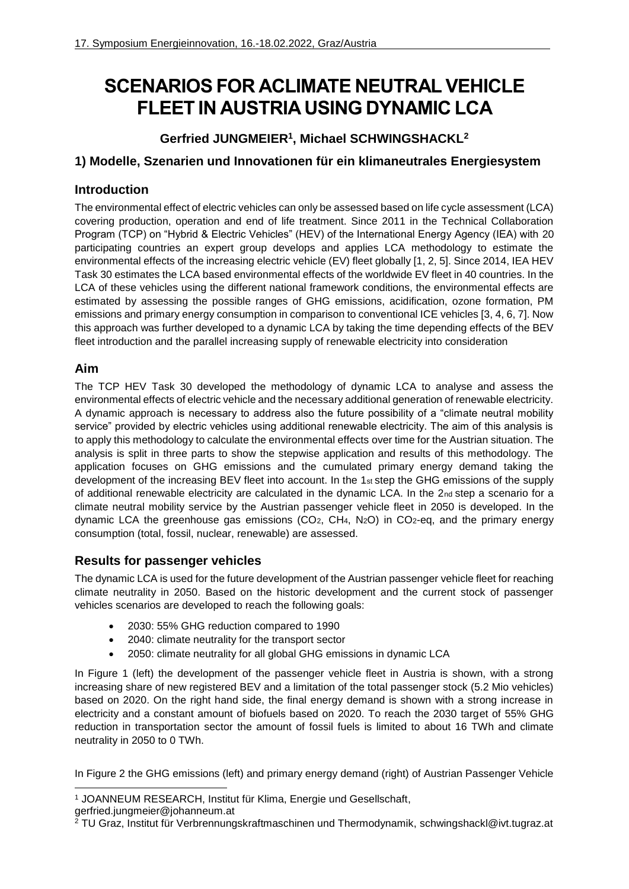# SCENARIOS FOR ACLIMATE NEUTRAL VEHICLE FLEET IN AUSTRIA USING DYNAMIC LCA

**Gerfried JUNGMEIER[1], Michael SCHWINGSHACKL[2]**

## 1) Modelle, Szenarien und Innovationen für ein klimaneutrales Energiesystem

## Introduction

The environmental effect of electric vehicles can only be assessed based on life cycle assessment (LCA) covering production, operation and end of life treatment. Since 2011 in the Technical Collaboration Program (TCP) on "Hybrid & Electric Vehicles" (HEV) of the International Energy Agency (IEA) with 20 participating countries an expert group develops and applies LCA methodology to estimate the environmental effects of the increasing electric vehicle (EV) fleet globally [1, 2, 5]. Since 2014, IEA HEV Task 30 estimates the LCA based environmental effects of the worldwide EV fleet in 40 countries. In the LCA of these vehicles using the different national framework conditions, the environmental effects are estimated by assessing the possible ranges of GHG emissions, acidification, ozone formation, PM emissions and primary energy consumption in comparison to conventional ICE vehicles [3, 4, 6, 7]. Now this approach was further developed to a dynamic LCA by taking the time depending effects of the BEV fleet introduction and the parallel increasing supply of renewable electricity into consideration

## Aim

The TCP HEV Task 30 developed the methodology of dynamic LCA to analyse and assess the environmental effects of electric vehicle and the necessary additional generation of renewable electricity. A dynamic approach is necessary to address also the future possibility of a "climate neutral mobility service" provided by electric vehicles using additional renewable electricity. The aim of this analysis is to apply this methodology to calculate the environmental effects over time for the Austrian situation. The analysis is split in three parts to show the stepwise application and results of this methodology. The application focuses on GHG emissions and the cumulated primary energy demand taking the development of the increasing BEV fleet into account. In the 1st step the GHG emissions of the supply of additional renewable electricity are calculated in the dynamic LCA. In the 2nd step a scenario for a climate neutral mobility service by the Austrian passenger vehicle fleet in 2050 is developed. In the dynamic LCA the greenhouse gas emissions ($CO_2$, $CH_4$, $N_2O$) in $CO_2$-eq, and the primary energy consumption (total, fossil, nuclear, renewable) are assessed.

## Results for passenger vehicles

The dynamic LCA is used for the future development of the Austrian passenger vehicle fleet for reaching climate neutrality in 2050. Based on the historic development and the current stock of passenger vehicles scenarios are developed to reach the following goals:

- 2030: 55% GHG reduction compared to 1990
- 2040: climate neutrality for the transport sector
- 2050: climate neutrality for all global GHG emissions in dynamic LCA

In Figure 1 (left) the development of the passenger vehicle fleet in Austria is shown, with a strong increasing share of new registered BEV and a limitation of the total passenger stock (5.2 Mio vehicles) based on 2020. On the right hand side, the final energy demand is shown with a strong increase in electricity and a constant amount of biofuels based on 2020. To reach the 2030 target of 55% GHG reduction in transportation sector the amount of fossil fuels is limited to about 16 TWh and climate neutrality in 2050 to 0 TWh.

In Figure 2 the GHG emissions (left) and primary energy demand (right) of Austrian Passenger Vehicle

[1] JOANNEUM RESEARCH, Institut für Klima, Energie und Gesellschaft, gerfried.jungmeier@johanneum.at

[2] TU Graz, Institut für Verbrennungskraftmaschinen und Thermodynamik, schwingshackl@ivt.tugraz.at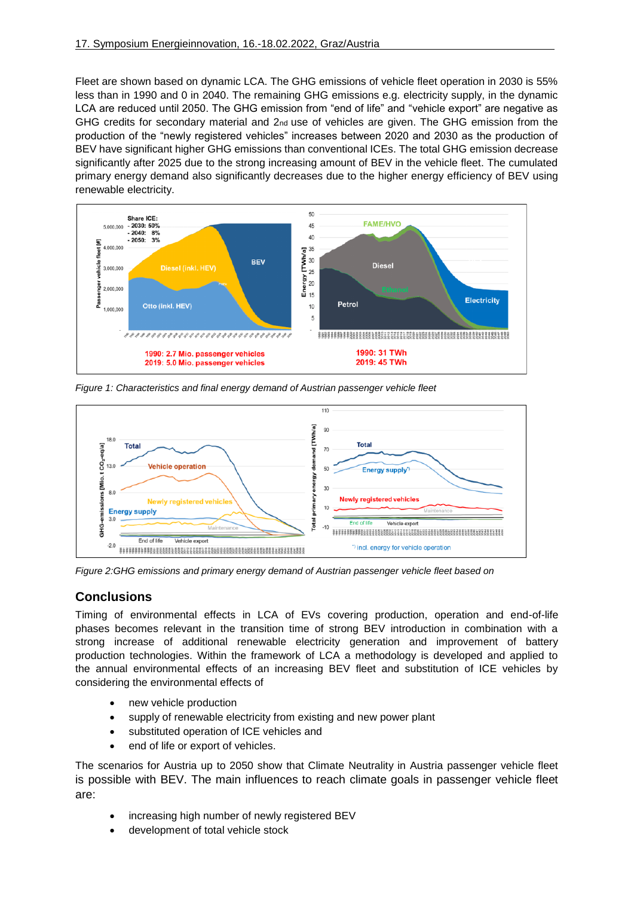Fleet are shown based on dynamic LCA. The GHG emissions of vehicle fleet operation in 2030 is 55% less than in 1990 and 0 in 2040. The remaining GHG emissions e.g. electricity supply, in the dynamic LCA are reduced until 2050. The GHG emission from "end of life" and "vehicle export" are negative as GHG credits for secondary material and 2nd use of vehicles are given. The GHG emission from the production of the "newly registered vehicles" increases between 2020 and 2030 as the production of BEV have significant higher GHG emissions than conventional ICEs. The total GHG emission decrease significantly after 2025 due to the strong increasing amount of BEV in the vehicle fleet. The cumulated primary energy demand also significantly decreases due to the higher energy efficiency of BEV using renewable electricity.

*Figure 1: Characteristics and final energy demand of Austrian passenger vehicle fleet*

*Figure 2:GHG emissions and primary energy demand of Austrian passenger vehicle fleet based on*

## Conclusions

Timing of environmental effects in LCA of EVs covering production, operation and end-of-life phases becomes relevant in the transition time of strong BEV introduction in combination with a strong increase of additional renewable electricity generation and improvement of battery production technologies. Within the framework of LCA a methodology is developed and applied to the annual environmental effects of an increasing BEV fleet and substitution of ICE vehicles by considering the environmental effects of

- new vehicle production
- supply of renewable electricity from existing and new power plant
- substituted operation of ICE vehicles and
- end of life or export of vehicles.

The scenarios for Austria up to 2050 show that Climate Neutrality in Austria passenger vehicle fleet is possible with BEV. The main influences to reach climate goals in passenger vehicle fleet are:

- increasing high number of newly registered BEV
- development of total vehicle stock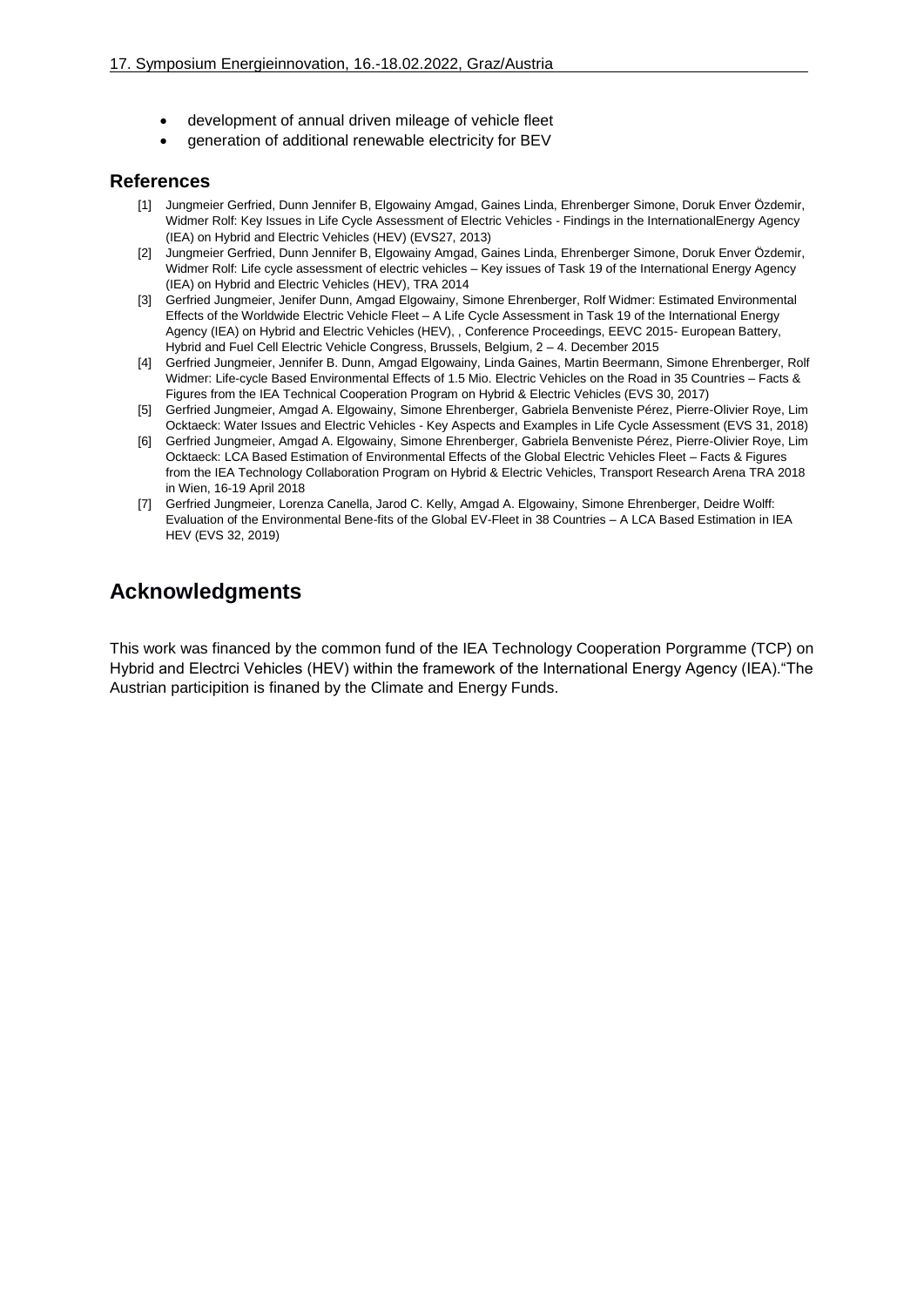- development of annual driven mileage of vehicle fleet
- generation of additional renewable electricity for BEV

### References

[1] Jungmeier Gerfried, Dunn Jennifer B, Elgowainy Amgad, Gaines Linda, Ehrenberger Simone, Doruk Enver Özdemir, Widmer Rolf: Key Issues in Life Cycle Assessment of Electric Vehicles - Findings in the InternationalEnergy Agency (IEA) on Hybrid and Electric Vehicles (HEV) (EVS27, 2013)

[2] Jungmeier Gerfried, Dunn Jennifer B, Elgowainy Amgad, Gaines Linda, Ehrenberger Simone, Doruk Enver Özdemir, Widmer Rolf: Life cycle assessment of electric vehicles – Key issues of Task 19 of the International Energy Agency (IEA) on Hybrid and Electric Vehicles (HEV), TRA 2014

[3] Gerfried Jungmeier, Jenifer Dunn, Amgad Elgowainy, Simone Ehrenberger, Rolf Widmer: Estimated Environmental Effects of the Worldwide Electric Vehicle Fleet – A Life Cycle Assessment in Task 19 of the International Energy Agency (IEA) on Hybrid and Electric Vehicles (HEV), , Conference Proceedings, EEVC 2015- European Battery, Hybrid and Fuel Cell Electric Vehicle Congress, Brussels, Belgium, 2 – 4. December 2015

[4] Gerfried Jungmeier, Jennifer B. Dunn, Amgad Elgowainy, Linda Gaines, Martin Beermann, Simone Ehrenberger, Rolf Widmer: Life-cycle Based Environmental Effects of 1.5 Mio. Electric Vehicles on the Road in 35 Countries – Facts & Figures from the IEA Technical Cooperation Program on Hybrid & Electric Vehicles (EVS 30, 2017)

[5] Gerfried Jungmeier, Amgad A. Elgowainy, Simone Ehrenberger, Gabriela Benveniste Pérez, Pierre-Olivier Roye, Lim Ocktaeck: Water Issues and Electric Vehicles - Key Aspects and Examples in Life Cycle Assessment (EVS 31, 2018)

[6] Gerfried Jungmeier, Amgad A. Elgowainy, Simone Ehrenberger, Gabriela Benveniste Pérez, Pierre-Olivier Roye, Lim Ocktaeck: LCA Based Estimation of Environmental Effects of the Global Electric Vehicles Fleet – Facts & Figures from the IEA Technology Collaboration Program on Hybrid & Electric Vehicles, Transport Research Arena TRA 2018 in Wien, 16-19 April 2018

[7] Gerfried Jungmeier, Lorenza Canella, Jarod C. Kelly, Amgad A. Elgowainy, Simone Ehrenberger, Deidre Wolff: Evaluation of the Environmental Bene-fits of the Global EV-Fleet in 38 Countries – A LCA Based Estimation in IEA HEV (EVS 32, 2019)

## Acknowledgments

This work was financed by the common fund of the IEA Technology Cooperation Porgramme (TCP) on Hybrid and Electrci Vehicles (HEV) within the framework of the International Energy Agency (IEA)."The Austrian participition is finaned by the Climate and Energy Funds.